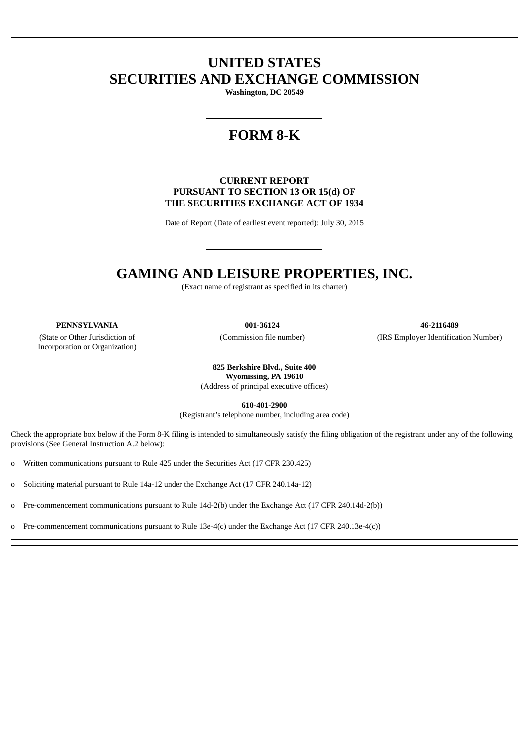# UNITED STATES
# SECURITIES AND EXCHANGE COMMISSION

**Washington, DC 20549**

---

# FORM 8-K

---

**CURRENT REPORT**
**PURSUANT TO SECTION 13 OR 15(d) OF**
**THE SECURITIES EXCHANGE ACT OF 1934**

Date of Report (Date of earliest event reported): July 30, 2015

---

# GAMING AND LEISURE PROPERTIES, INC.

(Exact name of registrant as specified in its charter)

| **PENNSYLVANIA** | **001-36124** | **46-2116489** |
|---|---|---|
| (State or Other Jurisdiction of Incorporation or Organization) | (Commission file number) | (IRS Employer Identification Number) |

**825 Berkshire Blvd., Suite 400**
**Wyomissing, PA 19610**
(Address of principal executive offices)

**610-401-2900**
(Registrant's telephone number, including area code)

Check the appropriate box below if the Form 8-K filing is intended to simultaneously satisfy the filing obligation of the registrant under any of the following provisions (See General Instruction A.2 below):

o Written communications pursuant to Rule 425 under the Securities Act (17 CFR 230.425)

o Soliciting material pursuant to Rule 14a-12 under the Exchange Act (17 CFR 240.14a-12)

o Pre-commencement communications pursuant to Rule 14d-2(b) under the Exchange Act (17 CFR 240.14d-2(b))

o Pre-commencement communications pursuant to Rule 13e-4(c) under the Exchange Act (17 CFR 240.13e-4(c))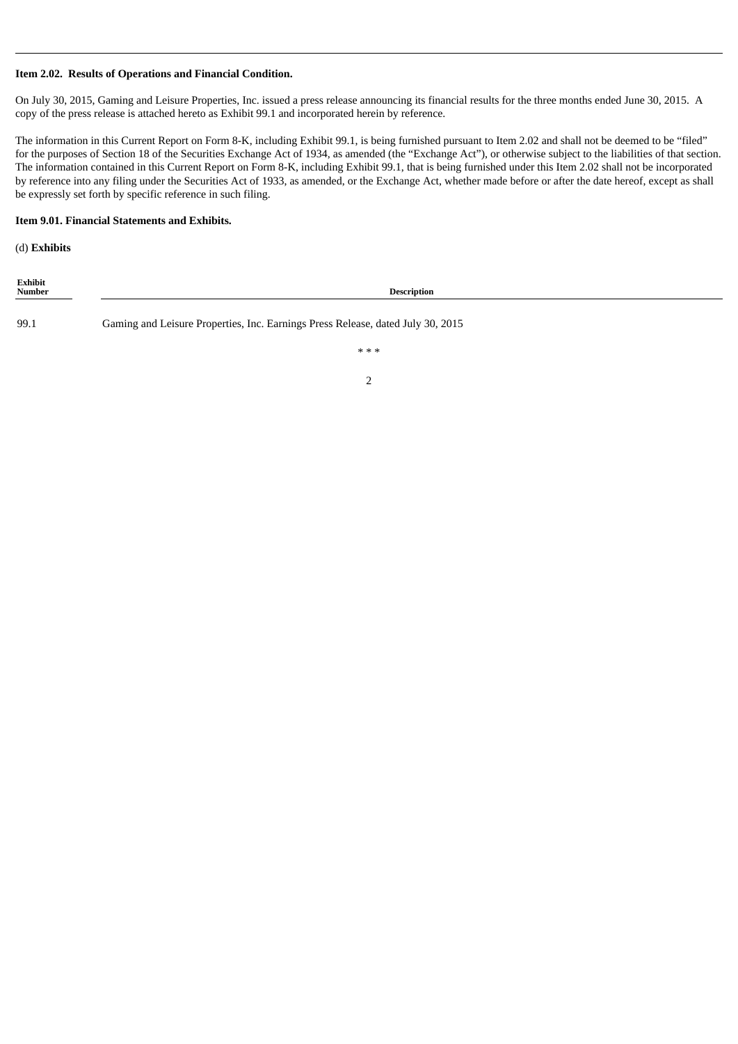**Item 2.02. Results of Operations and Financial Condition.**

On July 30, 2015, Gaming and Leisure Properties, Inc. issued a press release announcing its financial results for the three months ended June 30, 2015. A copy of the press release is attached hereto as Exhibit 99.1 and incorporated herein by reference.

The information in this Current Report on Form 8-K, including Exhibit 99.1, is being furnished pursuant to Item 2.02 and shall not be deemed to be "filed" for the purposes of Section 18 of the Securities Exchange Act of 1934, as amended (the "Exchange Act"), or otherwise subject to the liabilities of that section. The information contained in this Current Report on Form 8-K, including Exhibit 99.1, that is being furnished under this Item 2.02 shall not be incorporated by reference into any filing under the Securities Act of 1933, as amended, or the Exchange Act, whether made before or after the date hereof, except as shall be expressly set forth by specific reference in such filing.

**Item 9.01. Financial Statements and Exhibits.**

(d) **Exhibits**

| Exhibit Number | Description |
|---|---|
| 99.1 | Gaming and Leisure Properties, Inc. Earnings Press Release, dated July 30, 2015 |

* * *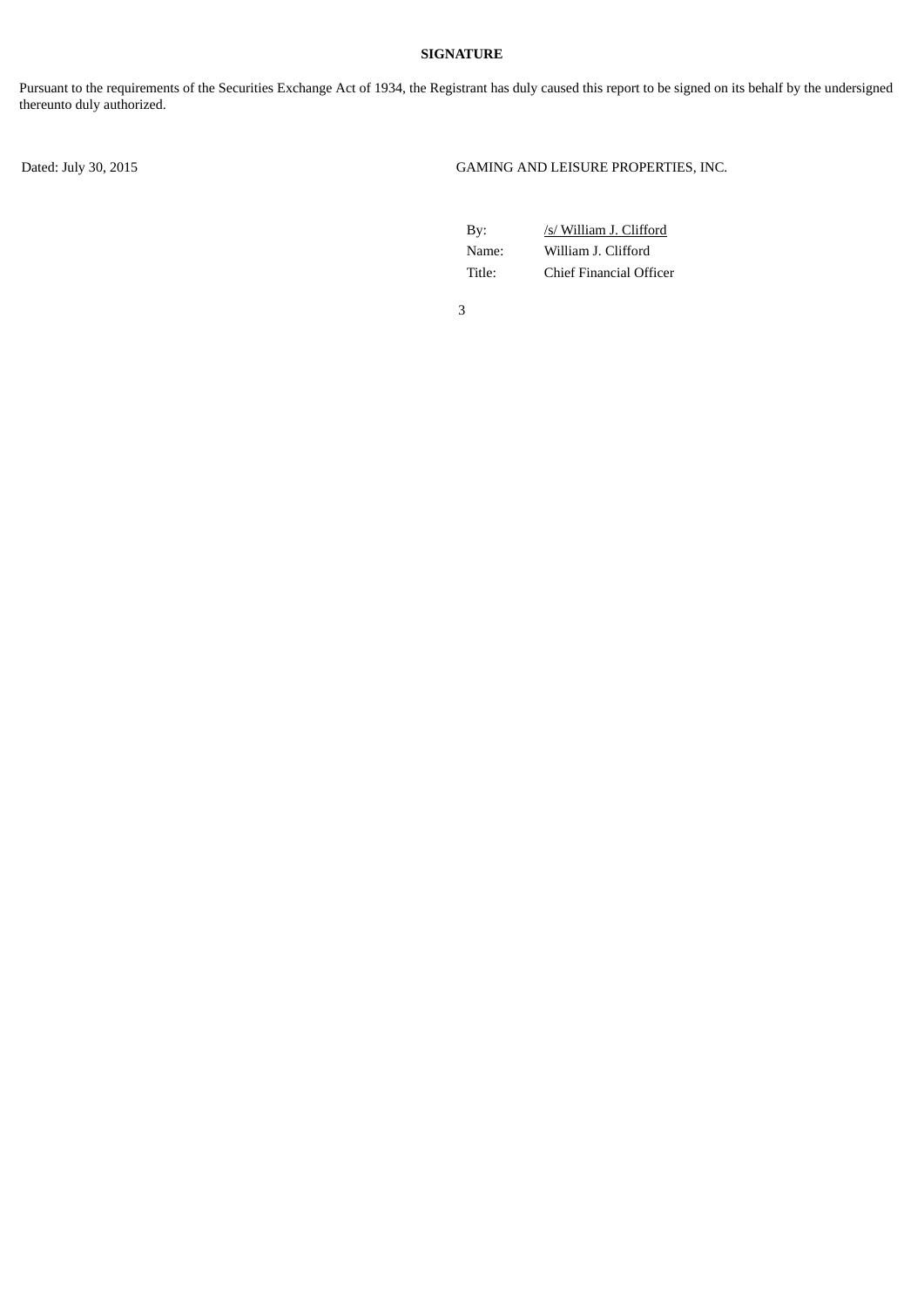**SIGNATURE**

Pursuant to the requirements of the Securities Exchange Act of 1934, the Registrant has duly caused this report to be signed on its behalf by the undersigned thereunto duly authorized.

Dated: July 30, 2015

GAMING AND LEISURE PROPERTIES, INC.

| | |
|---|---|
| By: | /s/ William J. Clifford |
| Name: | William J. Clifford |
| Title: | Chief Financial Officer |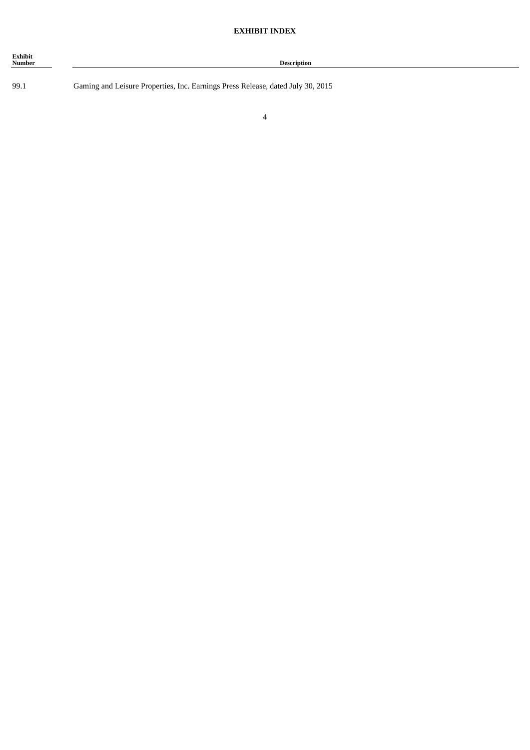## EXHIBIT INDEX

| Exhibit Number | Description |
| --- | --- |
| 99.1 | Gaming and Leisure Properties, Inc. Earnings Press Release, dated July 30, 2015 |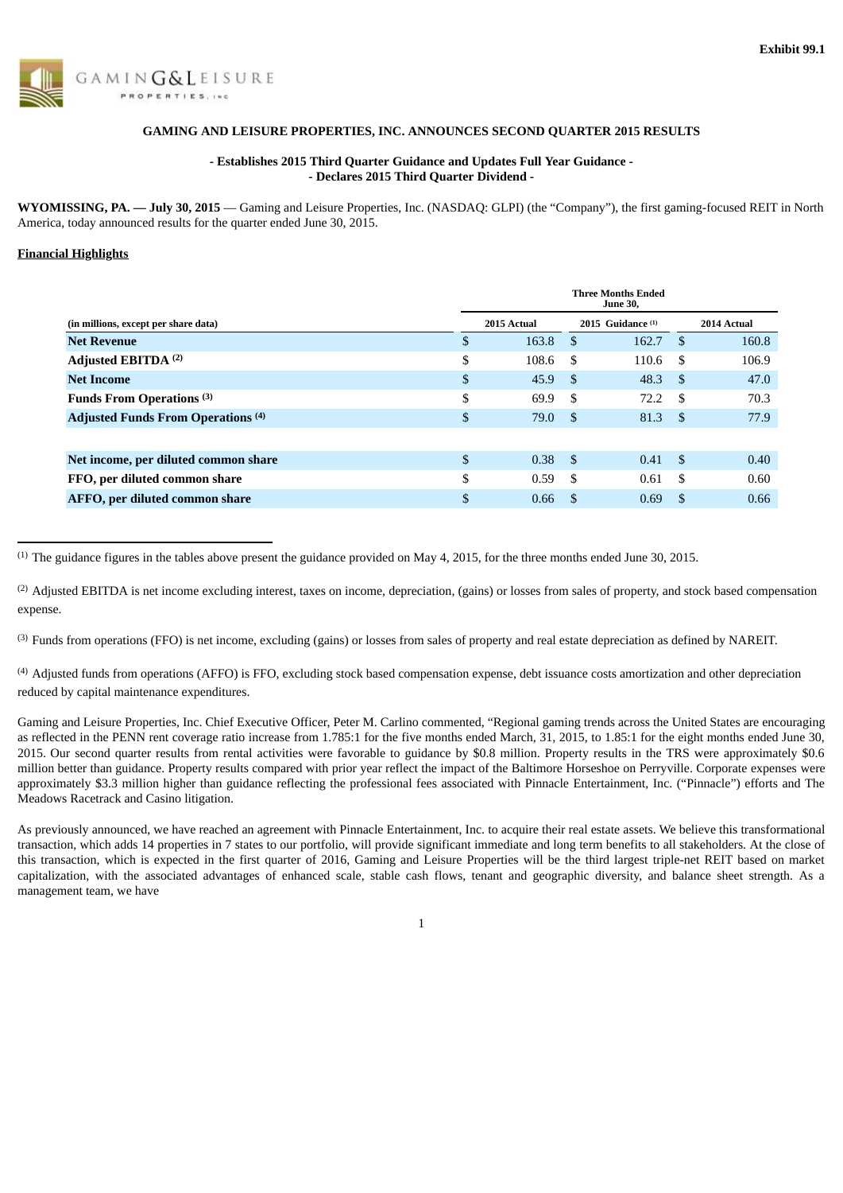Exhibit 99.1

GAMING&LEISURE PROPERTIES, INC

**GAMING AND LEISURE PROPERTIES, INC. ANNOUNCES SECOND QUARTER 2015 RESULTS**

**- Establishes 2015 Third Quarter Guidance and Updates Full Year Guidance -**
**- Declares 2015 Third Quarter Dividend -**

**WYOMISSING, PA. — July 30, 2015** — Gaming and Leisure Properties, Inc. (NASDAQ: GLPI) (the "Company"), the first gaming-focused REIT in North America, today announced results for the quarter ended June 30, 2015.

**Financial Highlights**

| | Three Months Ended June 30, | | |
|---|---|---|---|
| (in millions, except per share data) | 2015 Actual | 2015 Guidance [1] | 2014 Actual |
| **Net Revenue** | $ 163.8 | $ 162.7 | $ 160.8 |
| **Adjusted EBITDA [2]** | $ 108.6 | $ 110.6 | $ 106.9 |
| **Net Income** | $ 45.9 | $ 48.3 | $ 47.0 |
| **Funds From Operations [3]** | $ 69.9 | $ 72.2 | $ 70.3 |
| **Adjusted Funds From Operations [4]** | $ 79.0 | $ 81.3 | $ 77.9 |
| | | | |
| **Net income, per diluted common share** | $ 0.38 | $ 0.41 | $ 0.40 |
| **FFO, per diluted common share** | $ 0.59 | $ 0.61 | $ 0.60 |
| **AFFO, per diluted common share** | $ 0.66 | $ 0.69 | $ 0.66 |

[1] The guidance figures in the tables above present the guidance provided on May 4, 2015, for the three months ended June 30, 2015.

[2] Adjusted EBITDA is net income excluding interest, taxes on income, depreciation, (gains) or losses from sales of property, and stock based compensation expense.

[3] Funds from operations (FFO) is net income, excluding (gains) or losses from sales of property and real estate depreciation as defined by NAREIT.

[4] Adjusted funds from operations (AFFO) is FFO, excluding stock based compensation expense, debt issuance costs amortization and other depreciation reduced by capital maintenance expenditures.

Gaming and Leisure Properties, Inc. Chief Executive Officer, Peter M. Carlino commented, "Regional gaming trends across the United States are encouraging as reflected in the PENN rent coverage ratio increase from 1.785:1 for the five months ended March, 31, 2015, to 1.85:1 for the eight months ended June 30, 2015. Our second quarter results from rental activities were favorable to guidance by $0.8 million. Property results in the TRS were approximately $0.6 million better than guidance. Property results compared with prior year reflect the impact of the Baltimore Horseshoe on Perryville. Corporate expenses were approximately $3.3 million higher than guidance reflecting the professional fees associated with Pinnacle Entertainment, Inc. ("Pinnacle") efforts and The Meadows Racetrack and Casino litigation.

As previously announced, we have reached an agreement with Pinnacle Entertainment, Inc. to acquire their real estate assets. We believe this transformational transaction, which adds 14 properties in 7 states to our portfolio, will provide significant immediate and long term benefits to all stakeholders. At the close of this transaction, which is expected in the first quarter of 2016, Gaming and Leisure Properties will be the third largest triple-net REIT based on market capitalization, with the associated advantages of enhanced scale, stable cash flows, tenant and geographic diversity, and balance sheet strength. As a management team, we have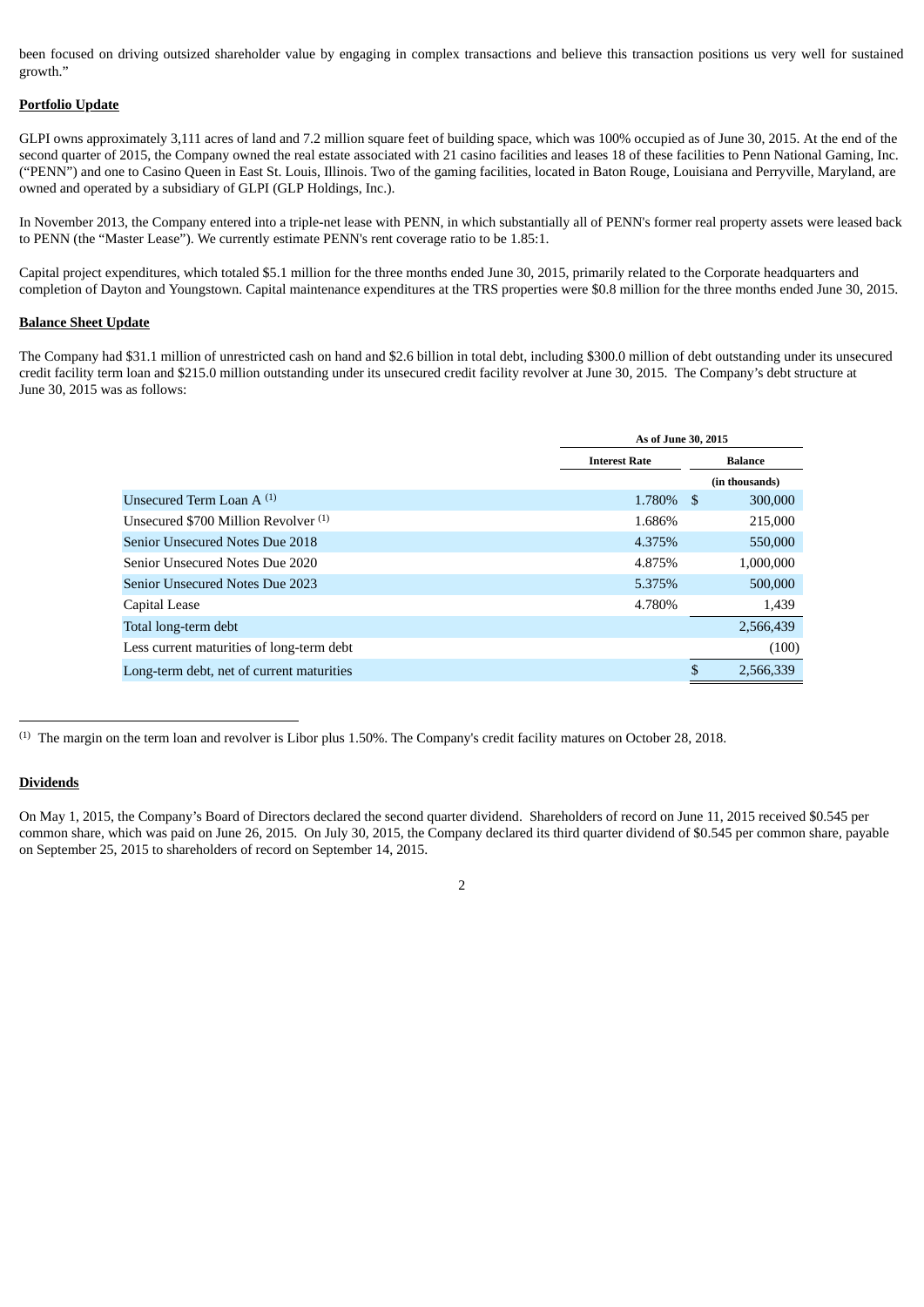been focused on driving outsized shareholder value by engaging in complex transactions and believe this transaction positions us very well for sustained growth."

**Portfolio Update**

GLPI owns approximately 3,111 acres of land and 7.2 million square feet of building space, which was 100% occupied as of June 30, 2015. At the end of the second quarter of 2015, the Company owned the real estate associated with 21 casino facilities and leases 18 of these facilities to Penn National Gaming, Inc. ("PENN") and one to Casino Queen in East St. Louis, Illinois. Two of the gaming facilities, located in Baton Rouge, Louisiana and Perryville, Maryland, are owned and operated by a subsidiary of GLPI (GLP Holdings, Inc.).

In November 2013, the Company entered into a triple-net lease with PENN, in which substantially all of PENN's former real property assets were leased back to PENN (the "Master Lease"). We currently estimate PENN's rent coverage ratio to be 1.85:1.

Capital project expenditures, which totaled $5.1 million for the three months ended June 30, 2015, primarily related to the Corporate headquarters and completion of Dayton and Youngstown. Capital maintenance expenditures at the TRS properties were $0.8 million for the three months ended June 30, 2015.

**Balance Sheet Update**

The Company had $31.1 million of unrestricted cash on hand and $2.6 billion in total debt, including $300.0 million of debt outstanding under its unsecured credit facility term loan and $215.0 million outstanding under its unsecured credit facility revolver at June 30, 2015. The Company's debt structure at June 30, 2015 was as follows:

| | As of June 30, 2015 | |
|---|---|---|
| | Interest Rate | Balance (in thousands) |
| Unsecured Term Loan A [1] | 1.780% | $ 300,000 |
| Unsecured $700 Million Revolver [1] | 1.686% | 215,000 |
| Senior Unsecured Notes Due 2018 | 4.375% | 550,000 |
| Senior Unsecured Notes Due 2020 | 4.875% | 1,000,000 |
| Senior Unsecured Notes Due 2023 | 5.375% | 500,000 |
| Capital Lease | 4.780% | 1,439 |
| Total long-term debt | | 2,566,439 |
| Less current maturities of long-term debt | | (100) |
| Long-term debt, net of current maturities | | $ 2,566,339 |

[1] The margin on the term loan and revolver is Libor plus 1.50%. The Company's credit facility matures on October 28, 2018.

**Dividends**

On May 1, 2015, the Company's Board of Directors declared the second quarter dividend. Shareholders of record on June 11, 2015 received $0.545 per common share, which was paid on June 26, 2015. On July 30, 2015, the Company declared its third quarter dividend of $0.545 per common share, payable on September 25, 2015 to shareholders of record on September 14, 2015.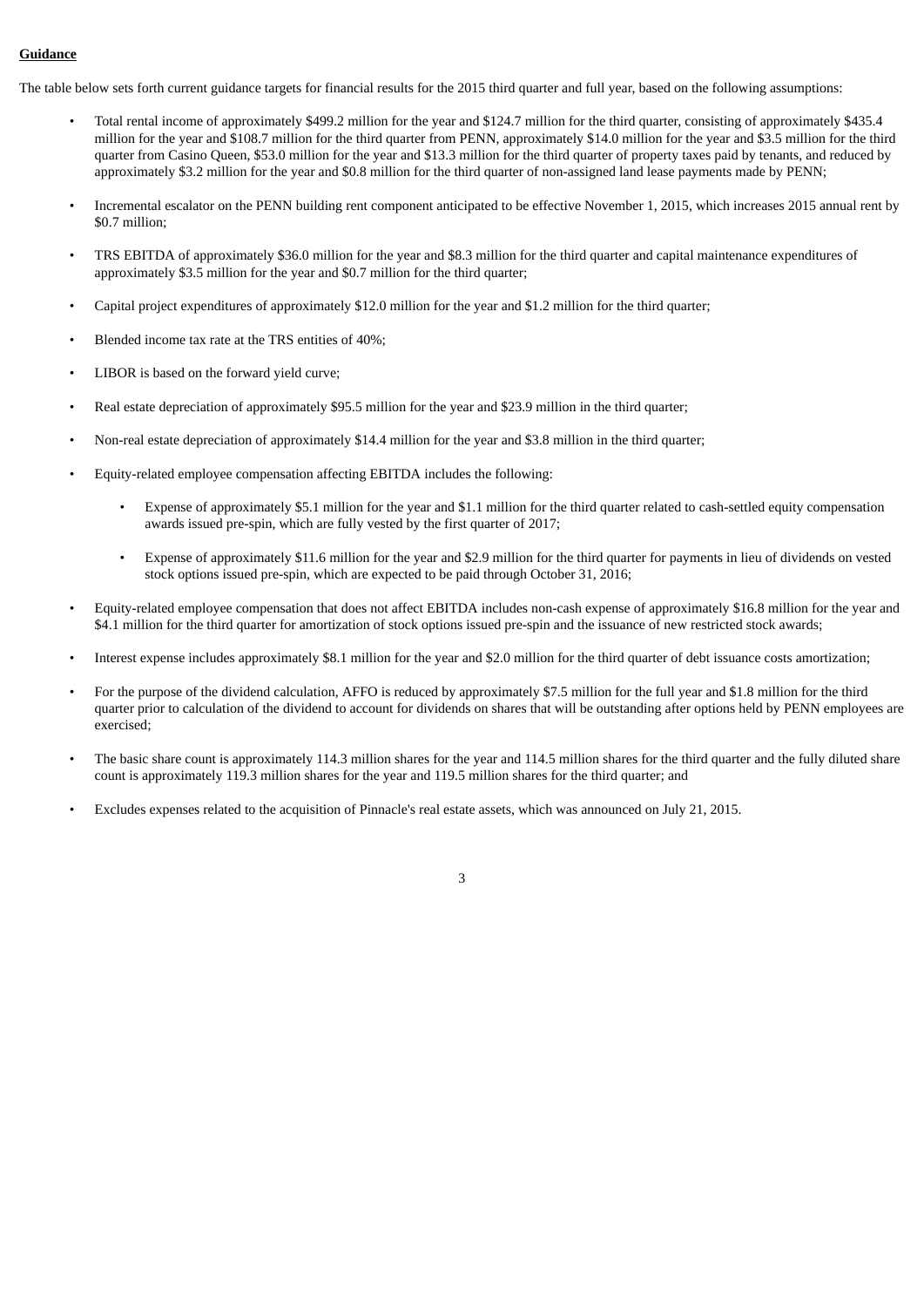**Guidance**

The table below sets forth current guidance targets for financial results for the 2015 third quarter and full year, based on the following assumptions:

- Total rental income of approximately $499.2 million for the year and $124.7 million for the third quarter, consisting of approximately $435.4 million for the year and $108.7 million for the third quarter from PENN, approximately $14.0 million for the year and $3.5 million for the third quarter from Casino Queen, $53.0 million for the year and $13.3 million for the third quarter of property taxes paid by tenants, and reduced by approximately $3.2 million for the year and $0.8 million for the third quarter of non-assigned land lease payments made by PENN;

- Incremental escalator on the PENN building rent component anticipated to be effective November 1, 2015, which increases 2015 annual rent by $0.7 million;

- TRS EBITDA of approximately $36.0 million for the year and $8.3 million for the third quarter and capital maintenance expenditures of approximately $3.5 million for the year and $0.7 million for the third quarter;

- Capital project expenditures of approximately $12.0 million for the year and $1.2 million for the third quarter;

- Blended income tax rate at the TRS entities of 40%;

- LIBOR is based on the forward yield curve;

- Real estate depreciation of approximately $95.5 million for the year and $23.9 million in the third quarter;

- Non-real estate depreciation of approximately $14.4 million for the year and $3.8 million in the third quarter;

- Equity-related employee compensation affecting EBITDA includes the following:

  - Expense of approximately $5.1 million for the year and $1.1 million for the third quarter related to cash-settled equity compensation awards issued pre-spin, which are fully vested by the first quarter of 2017;

  - Expense of approximately $11.6 million for the year and $2.9 million for the third quarter for payments in lieu of dividends on vested stock options issued pre-spin, which are expected to be paid through October 31, 2016;

- Equity-related employee compensation that does not affect EBITDA includes non-cash expense of approximately $16.8 million for the year and $4.1 million for the third quarter for amortization of stock options issued pre-spin and the issuance of new restricted stock awards;

- Interest expense includes approximately $8.1 million for the year and $2.0 million for the third quarter of debt issuance costs amortization;

- For the purpose of the dividend calculation, AFFO is reduced by approximately $7.5 million for the full year and $1.8 million for the third quarter prior to calculation of the dividend to account for dividends on shares that will be outstanding after options held by PENN employees are exercised;

- The basic share count is approximately 114.3 million shares for the year and 114.5 million shares for the third quarter and the fully diluted share count is approximately 119.3 million shares for the year and 119.5 million shares for the third quarter; and

- Excludes expenses related to the acquisition of Pinnacle's real estate assets, which was announced on July 21, 2015.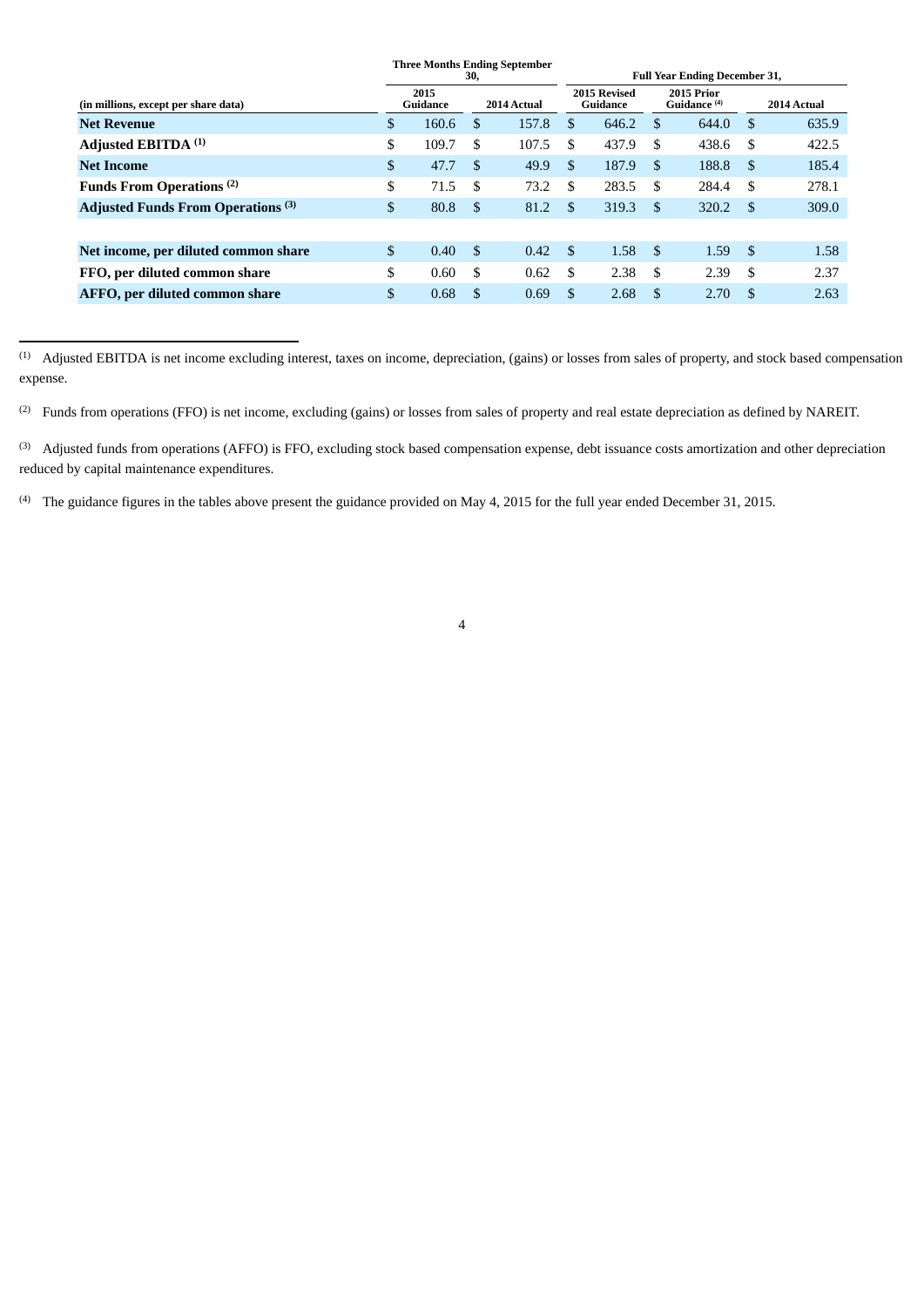| (in millions, except per share data) | Three Months Ending September 30, | | Full Year Ending December 31, | | |
|---|---|---|---|---|---|
| | 2015 Guidance | 2014 Actual | 2015 Revised Guidance | 2015 Prior Guidance [4] | 2014 Actual |
| **Net Revenue** | $ 160.6 | $ 157.8 | $ 646.2 | $ 644.0 | $ 635.9 |
| **Adjusted EBITDA** [1] | $ 109.7 | $ 107.5 | $ 437.9 | $ 438.6 | $ 422.5 |
| **Net Income** | $ 47.7 | $ 49.9 | $ 187.9 | $ 188.8 | $ 185.4 |
| **Funds From Operations** [2] | $ 71.5 | $ 73.2 | $ 283.5 | $ 284.4 | $ 278.1 |
| **Adjusted Funds From Operations** [3] | $ 80.8 | $ 81.2 | $ 319.3 | $ 320.2 | $ 309.0 |
| | | | | | |
| **Net income, per diluted common share** | $ 0.40 | $ 0.42 | $ 1.58 | $ 1.59 | $ 1.58 |
| **FFO, per diluted common share** | $ 0.60 | $ 0.62 | $ 2.38 | $ 2.39 | $ 2.37 |
| **AFFO, per diluted common share** | $ 0.68 | $ 0.69 | $ 2.68 | $ 2.70 | $ 2.63 |

---

[1] Adjusted EBITDA is net income excluding interest, taxes on income, depreciation, (gains) or losses from sales of property, and stock based compensation expense.

[2] Funds from operations (FFO) is net income, excluding (gains) or losses from sales of property and real estate depreciation as defined by NAREIT.

[3] Adjusted funds from operations (AFFO) is FFO, excluding stock based compensation expense, debt issuance costs amortization and other depreciation reduced by capital maintenance expenditures.

[4] The guidance figures in the tables above present the guidance provided on May 4, 2015 for the full year ended December 31, 2015.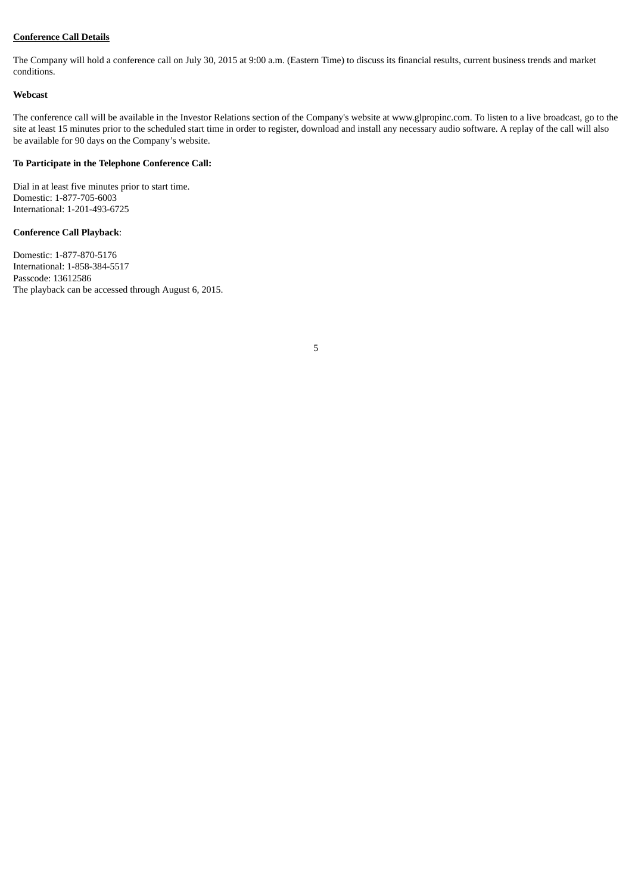## Conference Call Details

The Company will hold a conference call on July 30, 2015 at 9:00 a.m. (Eastern Time) to discuss its financial results, current business trends and market conditions.

**Webcast**

The conference call will be available in the Investor Relations section of the Company's website at www.glpropinc.com. To listen to a live broadcast, go to the site at least 15 minutes prior to the scheduled start time in order to register, download and install any necessary audio software. A replay of the call will also be available for 90 days on the Company's website.

**To Participate in the Telephone Conference Call:**

Dial in at least five minutes prior to start time.
Domestic: 1-877-705-6003
International: 1-201-493-6725

**Conference Call Playback**:

Domestic: 1-877-870-5176
International: 1-858-384-5517
Passcode: 13612586
The playback can be accessed through August 6, 2015.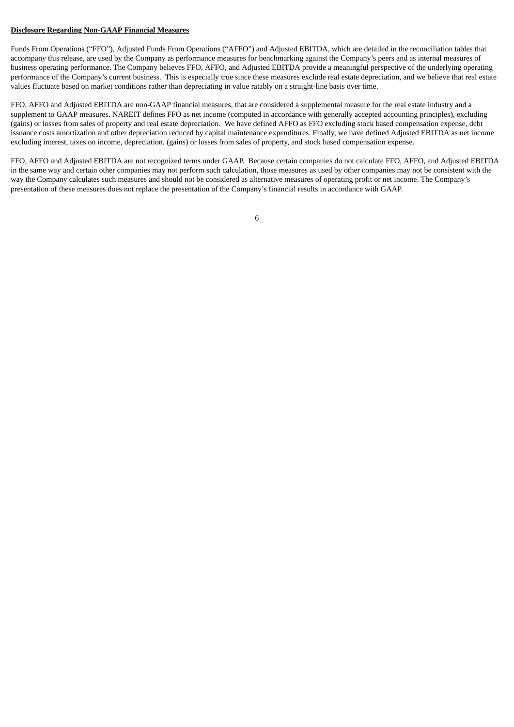**Disclosure Regarding Non-GAAP Financial Measures**

Funds From Operations ("FFO"), Adjusted Funds From Operations ("AFFO") and Adjusted EBITDA, which are detailed in the reconciliation tables that accompany this release, are used by the Company as performance measures for benchmarking against the Company's peers and as internal measures of business operating performance. The Company believes FFO, AFFO, and Adjusted EBITDA provide a meaningful perspective of the underlying operating performance of the Company's current business. This is especially true since these measures exclude real estate depreciation, and we believe that real estate values fluctuate based on market conditions rather than depreciating in value ratably on a straight-line basis over time.

FFO, AFFO and Adjusted EBITDA are non-GAAP financial measures, that are considered a supplemental measure for the real estate industry and a supplement to GAAP measures. NAREIT defines FFO as net income (computed in accordance with generally accepted accounting principles), excluding (gains) or losses from sales of property and real estate depreciation. We have defined AFFO as FFO excluding stock based compensation expense, debt issuance costs amortization and other depreciation reduced by capital maintenance expenditures. Finally, we have defined Adjusted EBITDA as net income excluding interest, taxes on income, depreciation, (gains) or losses from sales of property, and stock based compensation expense.

FFO, AFFO and Adjusted EBITDA are not recognized terms under GAAP. Because certain companies do not calculate FFO, AFFO, and Adjusted EBITDA in the same way and certain other companies may not perform such calculation, those measures as used by other companies may not be consistent with the way the Company calculates such measures and should not be considered as alternative measures of operating profit or net income. The Company's presentation of these measures does not replace the presentation of the Company's financial results in accordance with GAAP.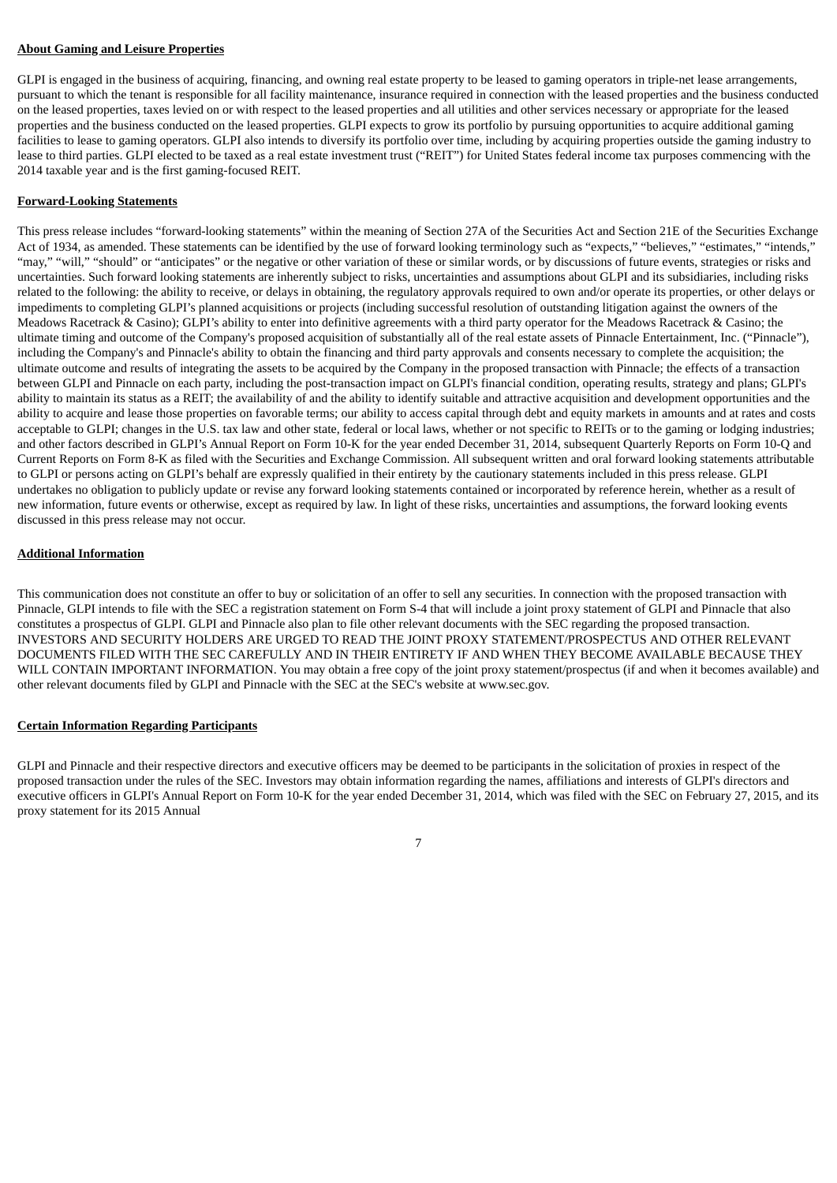**About Gaming and Leisure Properties**

GLPI is engaged in the business of acquiring, financing, and owning real estate property to be leased to gaming operators in triple-net lease arrangements, pursuant to which the tenant is responsible for all facility maintenance, insurance required in connection with the leased properties and the business conducted on the leased properties, taxes levied on or with respect to the leased properties and all utilities and other services necessary or appropriate for the leased properties and the business conducted on the leased properties. GLPI expects to grow its portfolio by pursuing opportunities to acquire additional gaming facilities to lease to gaming operators. GLPI also intends to diversify its portfolio over time, including by acquiring properties outside the gaming industry to lease to third parties. GLPI elected to be taxed as a real estate investment trust ("REIT") for United States federal income tax purposes commencing with the 2014 taxable year and is the first gaming-focused REIT.

**Forward-Looking Statements**

This press release includes "forward-looking statements" within the meaning of Section 27A of the Securities Act and Section 21E of the Securities Exchange Act of 1934, as amended. These statements can be identified by the use of forward looking terminology such as "expects," "believes," "estimates," "intends," "may," "will," "should" or "anticipates" or the negative or other variation of these or similar words, or by discussions of future events, strategies or risks and uncertainties. Such forward looking statements are inherently subject to risks, uncertainties and assumptions about GLPI and its subsidiaries, including risks related to the following: the ability to receive, or delays in obtaining, the regulatory approvals required to own and/or operate its properties, or other delays or impediments to completing GLPI's planned acquisitions or projects (including successful resolution of outstanding litigation against the owners of the Meadows Racetrack & Casino); GLPI's ability to enter into definitive agreements with a third party operator for the Meadows Racetrack & Casino; the ultimate timing and outcome of the Company's proposed acquisition of substantially all of the real estate assets of Pinnacle Entertainment, Inc. ("Pinnacle"), including the Company's and Pinnacle's ability to obtain the financing and third party approvals and consents necessary to complete the acquisition; the ultimate outcome and results of integrating the assets to be acquired by the Company in the proposed transaction with Pinnacle; the effects of a transaction between GLPI and Pinnacle on each party, including the post-transaction impact on GLPI's financial condition, operating results, strategy and plans; GLPI's ability to maintain its status as a REIT; the availability of and the ability to identify suitable and attractive acquisition and development opportunities and the ability to acquire and lease those properties on favorable terms; our ability to access capital through debt and equity markets in amounts and at rates and costs acceptable to GLPI; changes in the U.S. tax law and other state, federal or local laws, whether or not specific to REITs or to the gaming or lodging industries; and other factors described in GLPI's Annual Report on Form 10-K for the year ended December 31, 2014, subsequent Quarterly Reports on Form 10-Q and Current Reports on Form 8-K as filed with the Securities and Exchange Commission. All subsequent written and oral forward looking statements attributable to GLPI or persons acting on GLPI's behalf are expressly qualified in their entirety by the cautionary statements included in this press release. GLPI undertakes no obligation to publicly update or revise any forward looking statements contained or incorporated by reference herein, whether as a result of new information, future events or otherwise, except as required by law. In light of these risks, uncertainties and assumptions, the forward looking events discussed in this press release may not occur.

**Additional Information**

This communication does not constitute an offer to buy or solicitation of an offer to sell any securities. In connection with the proposed transaction with Pinnacle, GLPI intends to file with the SEC a registration statement on Form S-4 that will include a joint proxy statement of GLPI and Pinnacle that also constitutes a prospectus of GLPI. GLPI and Pinnacle also plan to file other relevant documents with the SEC regarding the proposed transaction. INVESTORS AND SECURITY HOLDERS ARE URGED TO READ THE JOINT PROXY STATEMENT/PROSPECTUS AND OTHER RELEVANT DOCUMENTS FILED WITH THE SEC CAREFULLY AND IN THEIR ENTIRETY IF AND WHEN THEY BECOME AVAILABLE BECAUSE THEY WILL CONTAIN IMPORTANT INFORMATION. You may obtain a free copy of the joint proxy statement/prospectus (if and when it becomes available) and other relevant documents filed by GLPI and Pinnacle with the SEC at the SEC's website at www.sec.gov.

**Certain Information Regarding Participants**

GLPI and Pinnacle and their respective directors and executive officers may be deemed to be participants in the solicitation of proxies in respect of the proposed transaction under the rules of the SEC. Investors may obtain information regarding the names, affiliations and interests of GLPI's directors and executive officers in GLPI's Annual Report on Form 10-K for the year ended December 31, 2014, which was filed with the SEC on February 27, 2015, and its proxy statement for its 2015 Annual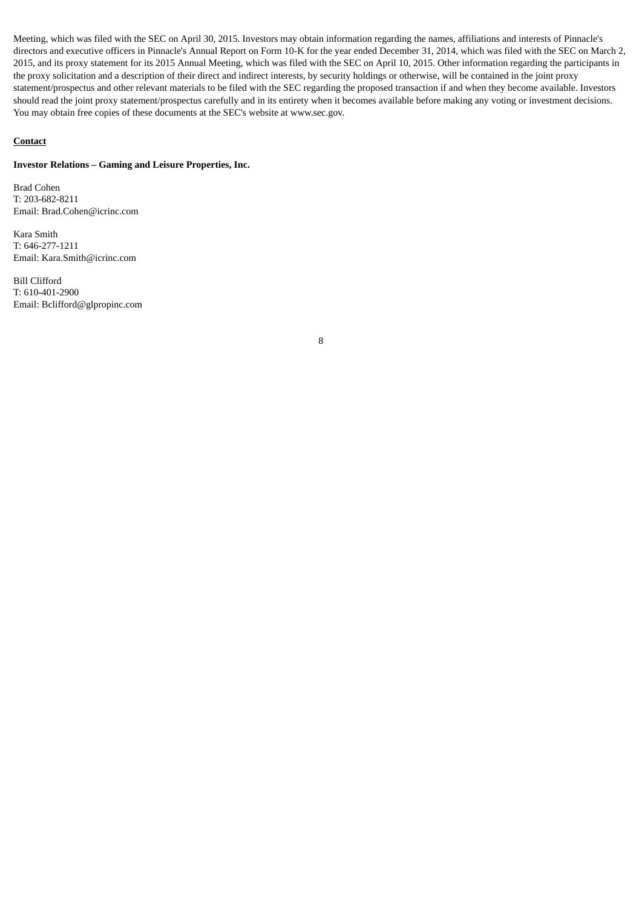Meeting, which was filed with the SEC on April 30, 2015. Investors may obtain information regarding the names, affiliations and interests of Pinnacle's directors and executive officers in Pinnacle's Annual Report on Form 10-K for the year ended December 31, 2014, which was filed with the SEC on March 2, 2015, and its proxy statement for its 2015 Annual Meeting, which was filed with the SEC on April 10, 2015. Other information regarding the participants in the proxy solicitation and a description of their direct and indirect interests, by security holdings or otherwise, will be contained in the joint proxy statement/prospectus and other relevant materials to be filed with the SEC regarding the proposed transaction if and when they become available. Investors should read the joint proxy statement/prospectus carefully and in its entirety when it becomes available before making any voting or investment decisions. You may obtain free copies of these documents at the SEC's website at www.sec.gov.

**Contact**

**Investor Relations – Gaming and Leisure Properties, Inc.**

Brad Cohen
T: 203-682-8211
Email: Brad.Cohen@icrinc.com

Kara Smith
T: 646-277-1211
Email: Kara.Smith@icrinc.com

Bill Clifford
T: 610-401-2900
Email: Bclifford@glpropinc.com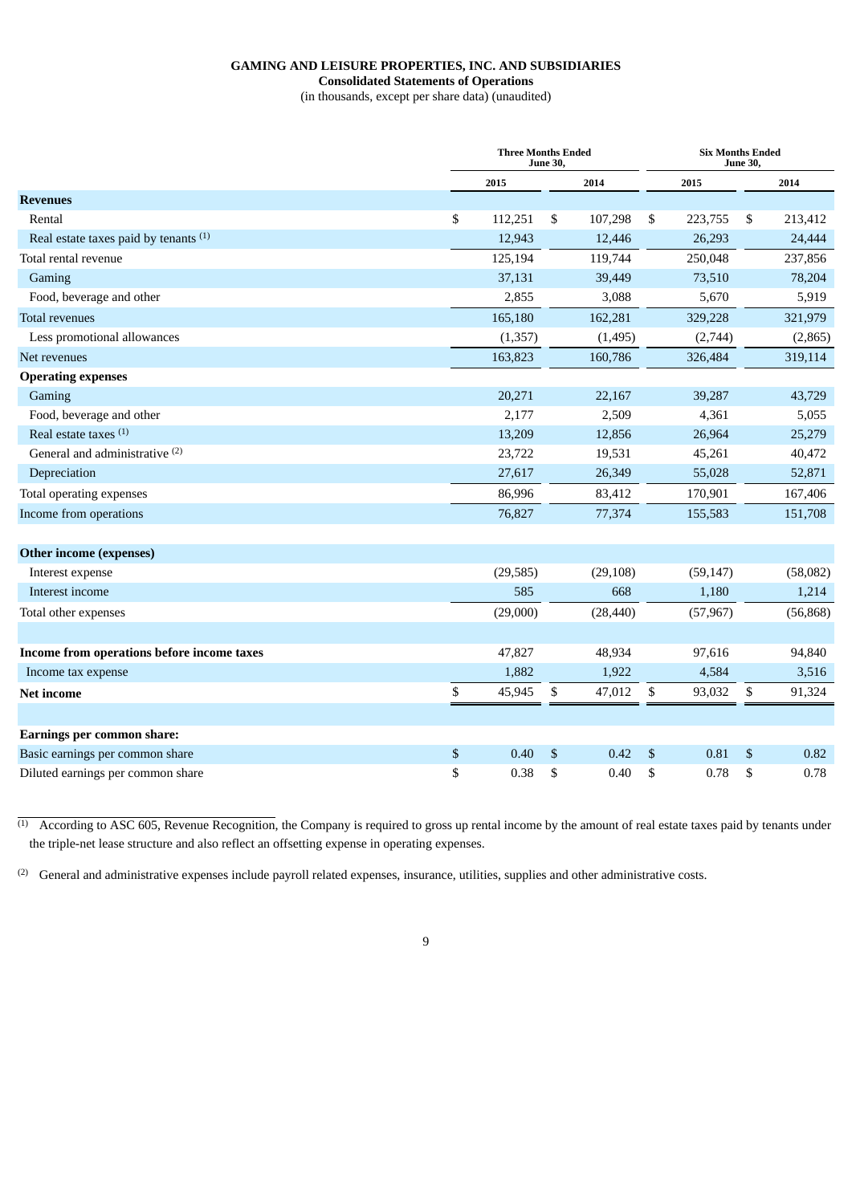**GAMING AND LEISURE PROPERTIES, INC. AND SUBSIDIARIES**
**Consolidated Statements of Operations**
(in thousands, except per share data) (unaudited)

| | Three Months Ended June 30, | | Six Months Ended June 30, | |
|---|---|---|---|---|
| | 2015 | 2014 | 2015 | 2014 |
| **Revenues** | | | | |
| Rental | $ 112,251 | $ 107,298 | $ 223,755 | $ 213,412 |
| Real estate taxes paid by tenants [(1)] | 12,943 | 12,446 | 26,293 | 24,444 |
| Total rental revenue | 125,194 | 119,744 | 250,048 | 237,856 |
| Gaming | 37,131 | 39,449 | 73,510 | 78,204 |
| Food, beverage and other | 2,855 | 3,088 | 5,670 | 5,919 |
| Total revenues | 165,180 | 162,281 | 329,228 | 321,979 |
| Less promotional allowances | (1,357) | (1,495) | (2,744) | (2,865) |
| Net revenues | 163,823 | 160,786 | 326,484 | 319,114 |
| **Operating expenses** | | | | |
| Gaming | 20,271 | 22,167 | 39,287 | 43,729 |
| Food, beverage and other | 2,177 | 2,509 | 4,361 | 5,055 |
| Real estate taxes [(1)] | 13,209 | 12,856 | 26,964 | 25,279 |
| General and administrative [(2)] | 23,722 | 19,531 | 45,261 | 40,472 |
| Depreciation | 27,617 | 26,349 | 55,028 | 52,871 |
| Total operating expenses | 86,996 | 83,412 | 170,901 | 167,406 |
| Income from operations | 76,827 | 77,374 | 155,583 | 151,708 |
| | | | | |
| **Other income (expenses)** | | | | |
| Interest expense | (29,585) | (29,108) | (59,147) | (58,082) |
| Interest income | 585 | 668 | 1,180 | 1,214 |
| Total other expenses | (29,000) | (28,440) | (57,967) | (56,868) |
| | | | | |
| **Income from operations before income taxes** | 47,827 | 48,934 | 97,616 | 94,840 |
| Income tax expense | 1,882 | 1,922 | 4,584 | 3,516 |
| **Net income** | $ 45,945 | $ 47,012 | $ 93,032 | $ 91,324 |
| | | | | |
| **Earnings per common share:** | | | | |
| Basic earnings per common share | $ 0.40 | $ 0.42 | $ 0.81 | $ 0.82 |
| Diluted earnings per common share | $ 0.38 | $ 0.40 | $ 0.78 | $ 0.78 |

[(1)] According to ASC 605, Revenue Recognition, the Company is required to gross up rental income by the amount of real estate taxes paid by tenants under the triple-net lease structure and also reflect an offsetting expense in operating expenses.

[(2)] General and administrative expenses include payroll related expenses, insurance, utilities, supplies and other administrative costs.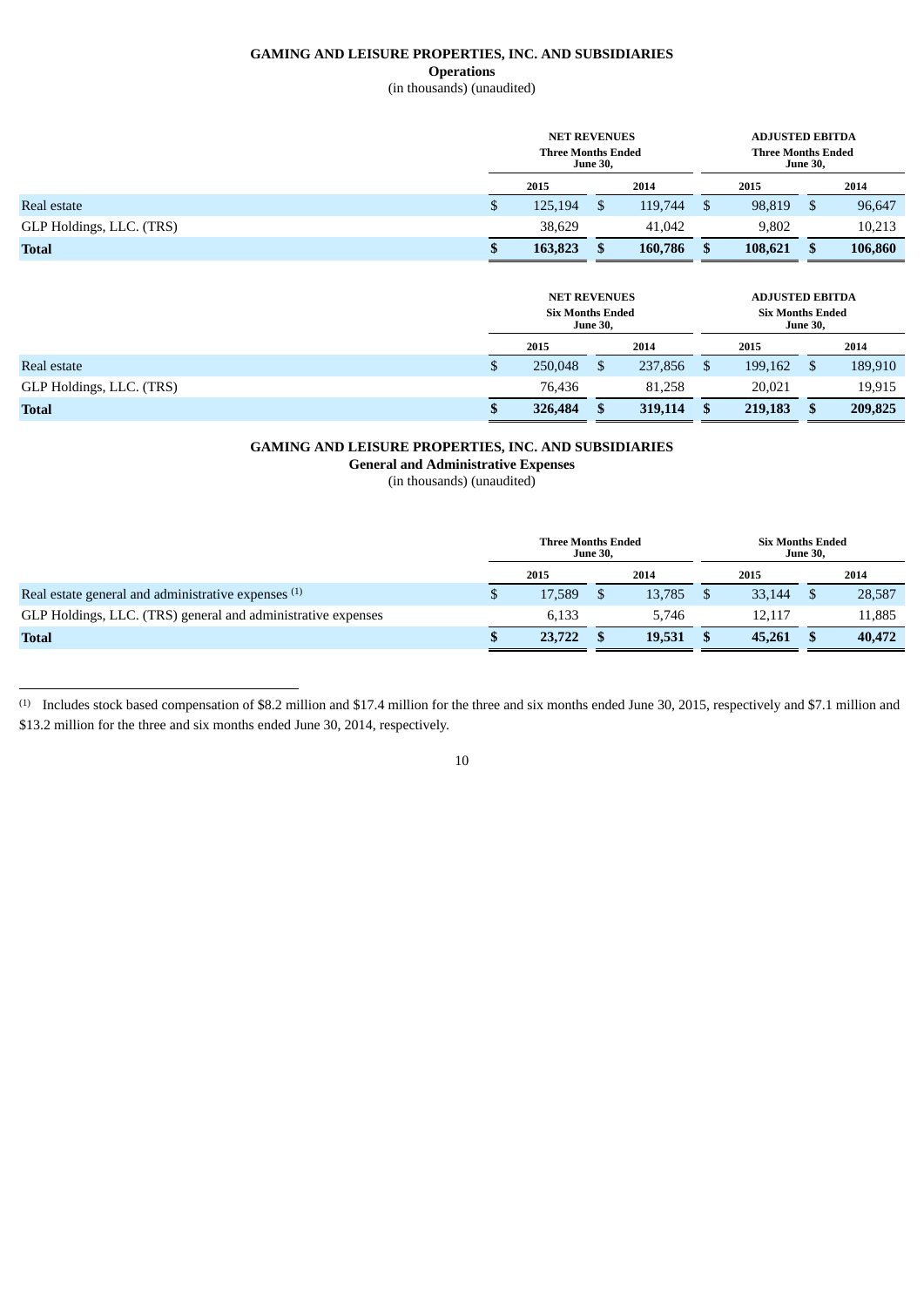**GAMING AND LEISURE PROPERTIES, INC. AND SUBSIDIARIES**
**Operations**
(in thousands) (unaudited)

| | NET REVENUES Three Months Ended June 30, | | ADJUSTED EBITDA Three Months Ended June 30, | |
|---|---|---|---|---|
| | 2015 | 2014 | 2015 | 2014 |
| Real estate | $ 125,194 | $ 119,744 | $ 98,819 | $ 96,647 |
| GLP Holdings, LLC. (TRS) | 38,629 | 41,042 | 9,802 | 10,213 |
| **Total** | **$ 163,823** | **$ 160,786** | **$ 108,621** | **$ 106,860** |

| | NET REVENUES Six Months Ended June 30, | | ADJUSTED EBITDA Six Months Ended June 30, | |
|---|---|---|---|---|
| | 2015 | 2014 | 2015 | 2014 |
| Real estate | $ 250,048 | $ 237,856 | $ 199,162 | $ 189,910 |
| GLP Holdings, LLC. (TRS) | 76,436 | 81,258 | 20,021 | 19,915 |
| **Total** | **$ 326,484** | **$ 319,114** | **$ 219,183** | **$ 209,825** |

**GAMING AND LEISURE PROPERTIES, INC. AND SUBSIDIARIES**
**General and Administrative Expenses**
(in thousands) (unaudited)

| | Three Months Ended June 30, | | Six Months Ended June 30, | |
|---|---|---|---|---|
| | 2015 | 2014 | 2015 | 2014 |
| Real estate general and administrative expenses [1] | $ 17,589 | $ 13,785 | $ 33,144 | $ 28,587 |
| GLP Holdings, LLC. (TRS) general and administrative expenses | 6,133 | 5,746 | 12,117 | 11,885 |
| **Total** | **$ 23,722** | **$ 19,531** | **$ 45,261** | **$ 40,472** |

[1] Includes stock based compensation of $8.2 million and $17.4 million for the three and six months ended June 30, 2015, respectively and $7.1 million and $13.2 million for the three and six months ended June 30, 2014, respectively.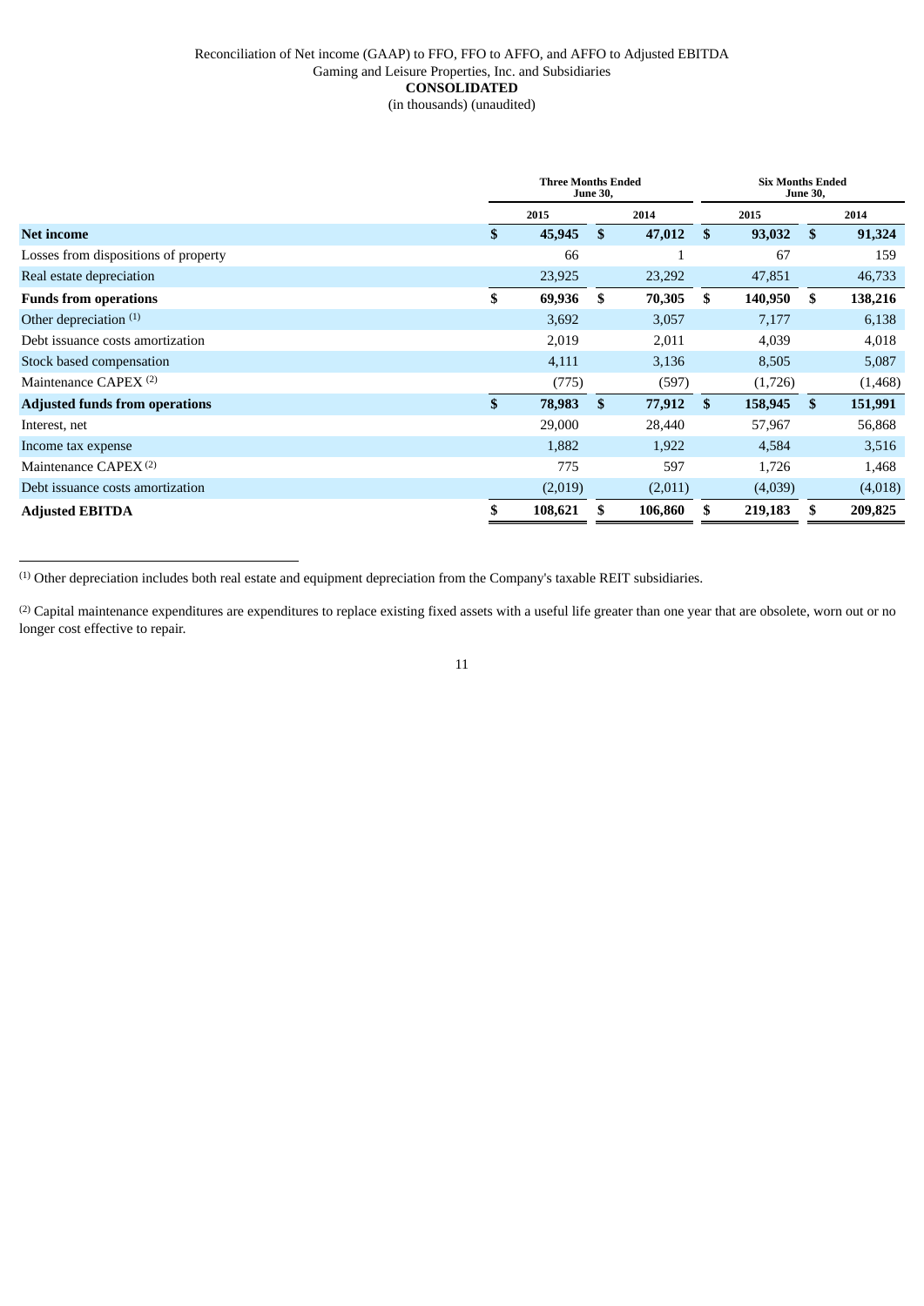Reconciliation of Net income (GAAP) to FFO, FFO to AFFO, and AFFO to Adjusted EBITDA

Gaming and Leisure Properties, Inc. and Subsidiaries

**CONSOLIDATED**

(in thousands) (unaudited)

| | Three Months Ended June 30, | | Six Months Ended June 30, | |
|---|---|---|---|---|
| | 2015 | 2014 | 2015 | 2014 |
| **Net income** | **$ 45,945** | **$ 47,012** | **$ 93,032** | **$ 91,324** |
| Losses from dispositions of property | 66 | 1 | 67 | 159 |
| Real estate depreciation | 23,925 | 23,292 | 47,851 | 46,733 |
| **Funds from operations** | **$ 69,936** | **$ 70,305** | **$ 140,950** | **$ 138,216** |
| Other depreciation [1] | 3,692 | 3,057 | 7,177 | 6,138 |
| Debt issuance costs amortization | 2,019 | 2,011 | 4,039 | 4,018 |
| Stock based compensation | 4,111 | 3,136 | 8,505 | 5,087 |
| Maintenance CAPEX [2] | (775) | (597) | (1,726) | (1,468) |
| **Adjusted funds from operations** | **$ 78,983** | **$ 77,912** | **$ 158,945** | **$ 151,991** |
| Interest, net | 29,000 | 28,440 | 57,967 | 56,868 |
| Income tax expense | 1,882 | 1,922 | 4,584 | 3,516 |
| Maintenance CAPEX [2] | 775 | 597 | 1,726 | 1,468 |
| Debt issuance costs amortization | (2,019) | (2,011) | (4,039) | (4,018) |
| **Adjusted EBITDA** | **$ 108,621** | **$ 106,860** | **$ 219,183** | **$ 209,825** |

[1] Other depreciation includes both real estate and equipment depreciation from the Company's taxable REIT subsidiaries.

[2] Capital maintenance expenditures are expenditures to replace existing fixed assets with a useful life greater than one year that are obsolete, worn out or no longer cost effective to repair.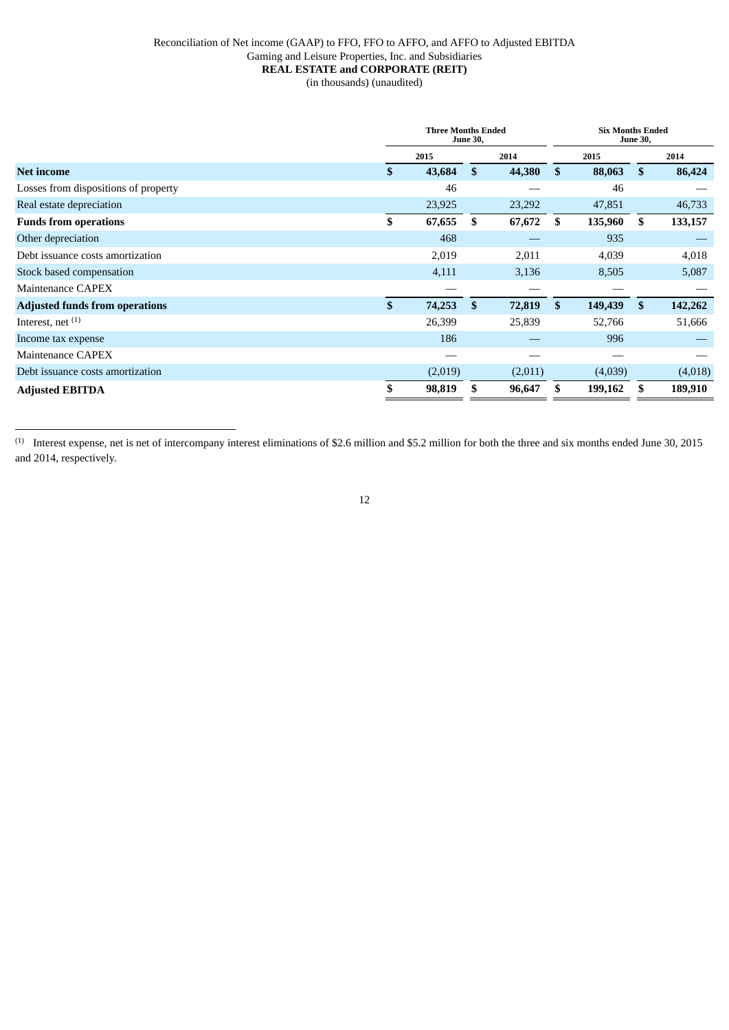Reconciliation of Net income (GAAP) to FFO, FFO to AFFO, and AFFO to Adjusted EBITDA
Gaming and Leisure Properties, Inc. and Subsidiaries
**REAL ESTATE and CORPORATE (REIT)**
(in thousands) (unaudited)

| | Three Months Ended June 30, | | Six Months Ended June 30, | |
|---|---|---|---|---|
| | 2015 | 2014 | 2015 | 2014 |
| **Net income** | **$ 43,684** | **$ 44,380** | **$ 88,063** | **$ 86,424** |
| Losses from dispositions of property | 46 | — | 46 | — |
| Real estate depreciation | 23,925 | 23,292 | 47,851 | 46,733 |
| **Funds from operations** | **$ 67,655** | **$ 67,672** | **$ 135,960** | **$ 133,157** |
| Other depreciation | 468 | — | 935 | — |
| Debt issuance costs amortization | 2,019 | 2,011 | 4,039 | 4,018 |
| Stock based compensation | 4,111 | 3,136 | 8,505 | 5,087 |
| Maintenance CAPEX | — | — | — | — |
| **Adjusted funds from operations** | **$ 74,253** | **$ 72,819** | **$ 149,439** | **$ 142,262** |
| Interest, net [1] | 26,399 | 25,839 | 52,766 | 51,666 |
| Income tax expense | 186 | — | 996 | — |
| Maintenance CAPEX | — | — | — | — |
| Debt issuance costs amortization | (2,019) | (2,011) | (4,039) | (4,018) |
| **Adjusted EBITDA** | **$ 98,819** | **$ 96,647** | **$ 199,162** | **$ 189,910** |

[1] Interest expense, net is net of intercompany interest eliminations of $2.6 million and $5.2 million for both the three and six months ended June 30, 2015 and 2014, respectively.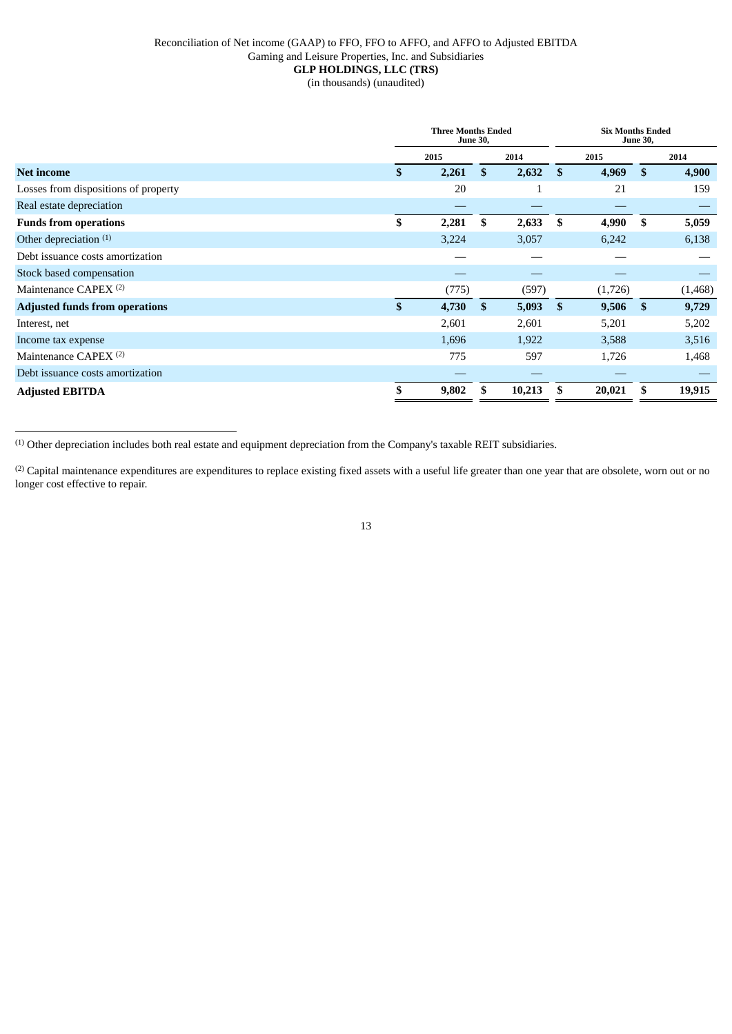Reconciliation of Net income (GAAP) to FFO, FFO to AFFO, and AFFO to Adjusted EBITDA

Gaming and Leisure Properties, Inc. and Subsidiaries

**GLP HOLDINGS, LLC (TRS)**

(in thousands) (unaudited)

| | Three Months Ended June 30, | | Six Months Ended June 30, | |
|---|---|---|---|---|
| | 2015 | 2014 | 2015 | 2014 |
| **Net income** | **$ 2,261** | **$ 2,632** | **$ 4,969** | **$ 4,900** |
| Losses from dispositions of property | 20 | 1 | 21 | 159 |
| Real estate depreciation | — | — | — | — |
| **Funds from operations** | **$ 2,281** | **$ 2,633** | **$ 4,990** | **$ 5,059** |
| Other depreciation [1] | 3,224 | 3,057 | 6,242 | 6,138 |
| Debt issuance costs amortization | — | — | — | — |
| Stock based compensation | — | — | — | — |
| Maintenance CAPEX [2] | (775) | (597) | (1,726) | (1,468) |
| **Adjusted funds from operations** | **$ 4,730** | **$ 5,093** | **$ 9,506** | **$ 9,729** |
| Interest, net | 2,601 | 2,601 | 5,201 | 5,202 |
| Income tax expense | 1,696 | 1,922 | 3,588 | 3,516 |
| Maintenance CAPEX [2] | 775 | 597 | 1,726 | 1,468 |
| Debt issuance costs amortization | — | — | — | — |
| **Adjusted EBITDA** | **$ 9,802** | **$ 10,213** | **$ 20,021** | **$ 19,915** |

[1] Other depreciation includes both real estate and equipment depreciation from the Company's taxable REIT subsidiaries.

[2] Capital maintenance expenditures are expenditures to replace existing fixed assets with a useful life greater than one year that are obsolete, worn out or no longer cost effective to repair.